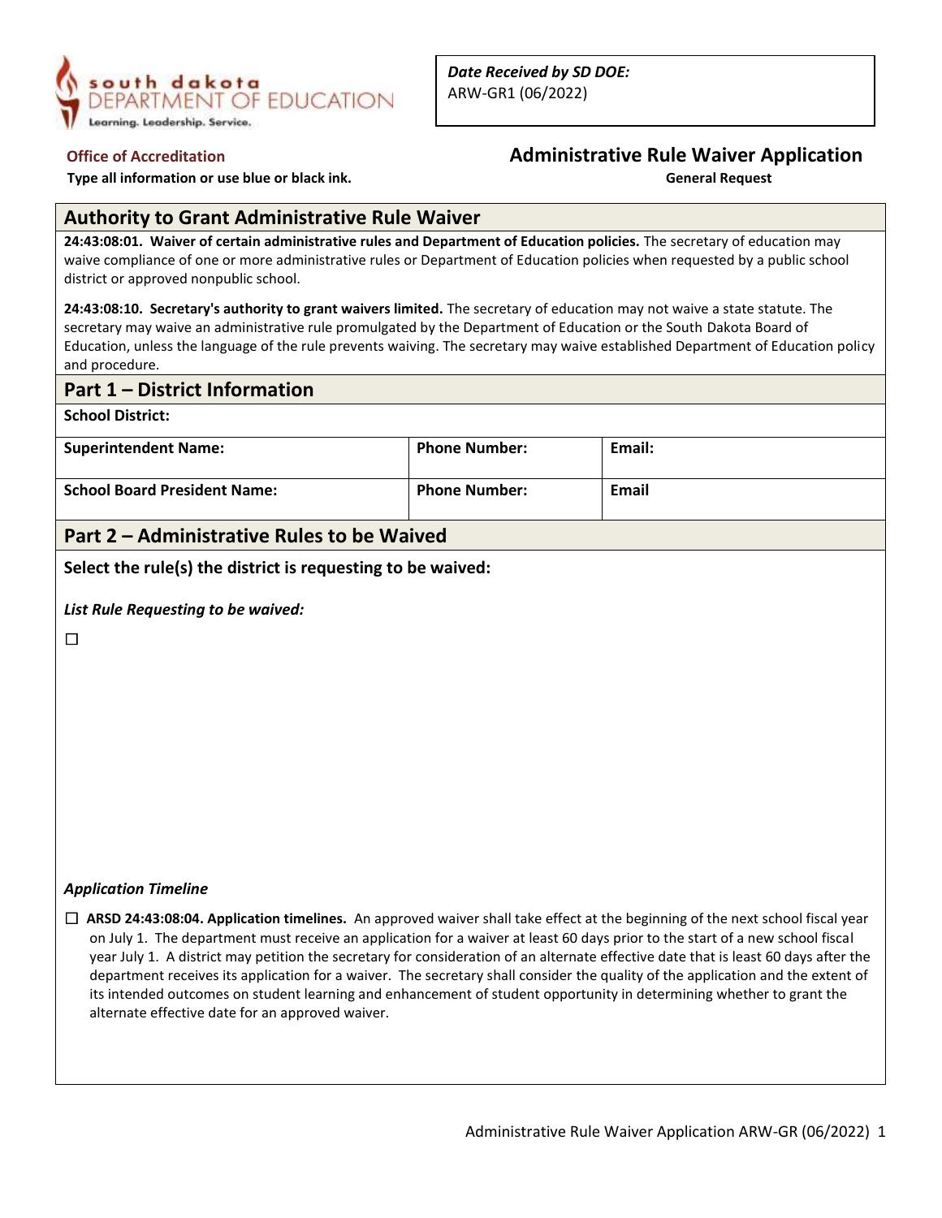south dakota DEPARTMENT OF EDUCATION
Learning. Leadership. Service.

*Date Received by SD DOE:*
ARW-GR1 (06/2022)

**Office of Accreditation**

**Type all information or use blue or black ink.**

# Administrative Rule Waiver Application

**General Request**

## Authority to Grant Administrative Rule Waiver

**24:43:08:01. Waiver of certain administrative rules and Department of Education policies.** The secretary of education may waive compliance of one or more administrative rules or Department of Education policies when requested by a public school district or approved nonpublic school.

**24:43:08:10. Secretary's authority to grant waivers limited.** The secretary of education may not waive a state statute. The secretary may waive an administrative rule promulgated by the Department of Education or the South Dakota Board of Education, unless the language of the rule prevents waiving. The secretary may waive established Department of Education policy and procedure.

## Part 1 – District Information

**School District:**

| **Superintendent Name:** | **Phone Number:** | **Email:** |
|---|---|---|
| **School Board President Name:** | **Phone Number:** | **Email** |

## Part 2 – Administrative Rules to be Waived

**Select the rule(s) the district is requesting to be waived:**

***List Rule Requesting to be waived:***

☐

***Application Timeline***

☐ **ARSD 24:43:08:04. Application timelines.** An approved waiver shall take effect at the beginning of the next school fiscal year on July 1. The department must receive an application for a waiver at least 60 days prior to the start of a new school fiscal year July 1. A district may petition the secretary for consideration of an alternate effective date that is least 60 days after the department receives its application for a waiver. The secretary shall consider the quality of the application and the extent of its intended outcomes on student learning and enhancement of student opportunity in determining whether to grant the alternate effective date for an approved waiver.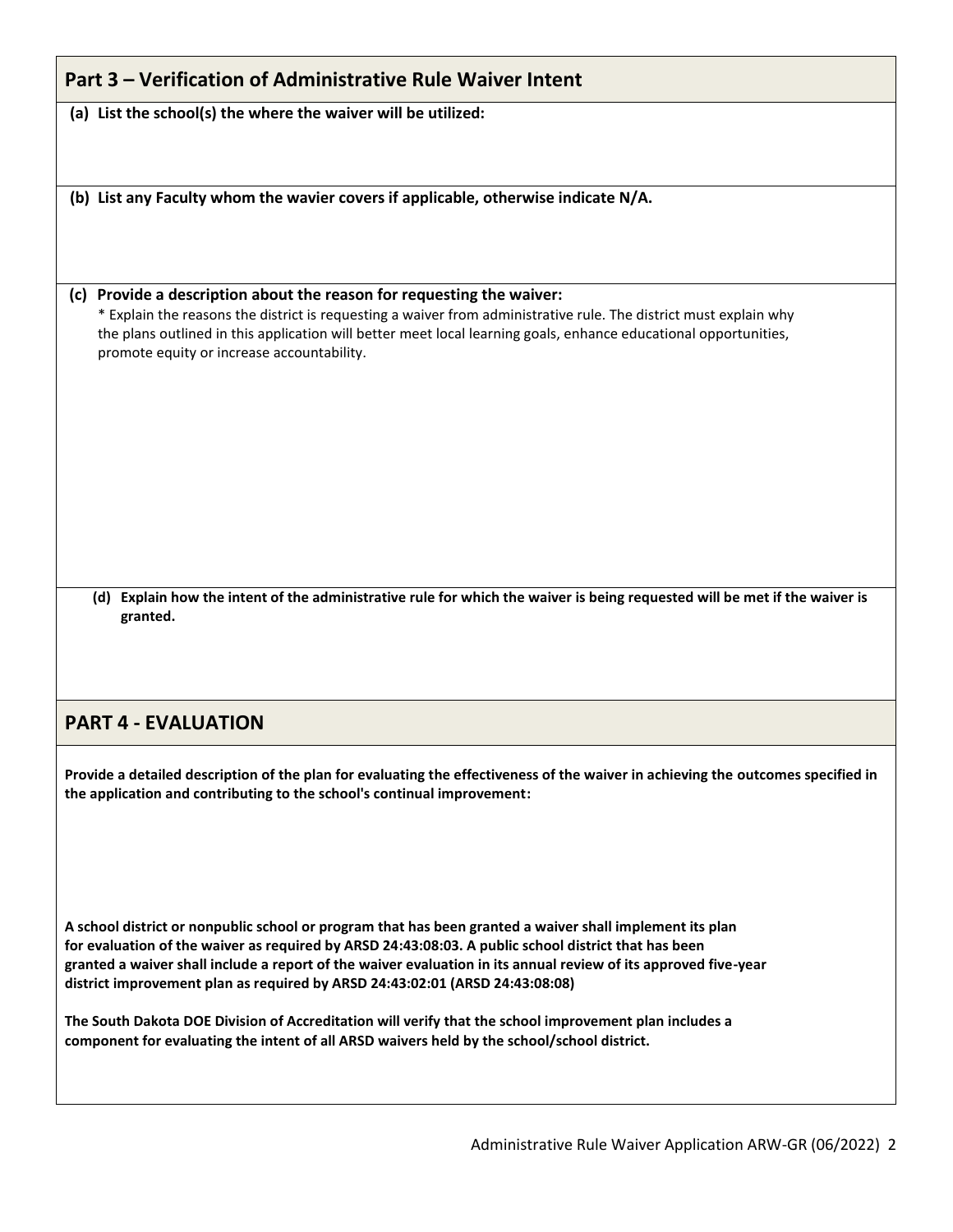## Part 3 – Verification of Administrative Rule Waiver Intent

**(a) List the school(s) the where the waiver will be utilized:**

**(b) List any Faculty whom the wavier covers if applicable, otherwise indicate N/A.**

**(c) Provide a description about the reason for requesting the waiver:**

* Explain the reasons the district is requesting a waiver from administrative rule. The district must explain why the plans outlined in this application will better meet local learning goals, enhance educational opportunities, promote equity or increase accountability.

**(d) Explain how the intent of the administrative rule for which the waiver is being requested will be met if the waiver is granted.**

## PART 4 - EVALUATION

**Provide a detailed description of the plan for evaluating the effectiveness of the waiver in achieving the outcomes specified in the application and contributing to the school's continual improvement:**

**A school district or nonpublic school or program that has been granted a waiver shall implement its plan for evaluation of the waiver as required by ARSD 24:43:08:03. A public school district that has been granted a waiver shall include a report of the waiver evaluation in its annual review of its approved five-year district improvement plan as required by ARSD 24:43:02:01 (ARSD 24:43:08:08)**

**The South Dakota DOE Division of Accreditation will verify that the school improvement plan includes a component for evaluating the intent of all ARSD waivers held by the school/school district.**

Administrative Rule Waiver Application ARW-GR (06/2022)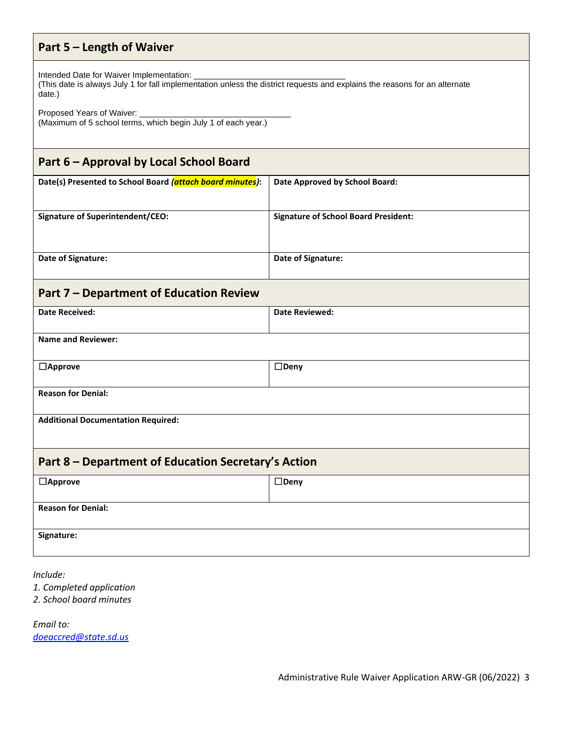## Part 5 – Length of Waiver

Intended Date for Waiver Implementation: ________________________________
(This date is always July 1 for fall implementation unless the district requests and explains the reasons for an alternate date.)

Proposed Years of Waiver: ________________________________
(Maximum of 5 school terms, which begin July 1 of each year.)

## Part 6 – Approval by Local School Board

| | |
|---|---|
| **Date(s) Presented to School Board *(attach board minutes)*:** | **Date Approved by School Board:** |
| **Signature of Superintendent/CEO:** | **Signature of School Board President:** |
| **Date of Signature:** | **Date of Signature:** |

## Part 7 – Department of Education Review

| | |
|---|---|
| **Date Received:** | **Date Reviewed:** |
| **Name and Reviewer:** | |
| ☐**Approve** | ☐**Deny** |
| **Reason for Denial:** | |
| **Additional Documentation Required:** | |

## Part 8 – Department of Education Secretary's Action

| | |
|---|---|
| ☐**Approve** | ☐**Deny** |
| **Reason for Denial:** | |
| **Signature:** | |

*Include:*
*1. Completed application*
*2. School board minutes*

*Email to:*
*doeaccred@state.sd.us*

Administrative Rule Waiver Application ARW-GR (06/2022)